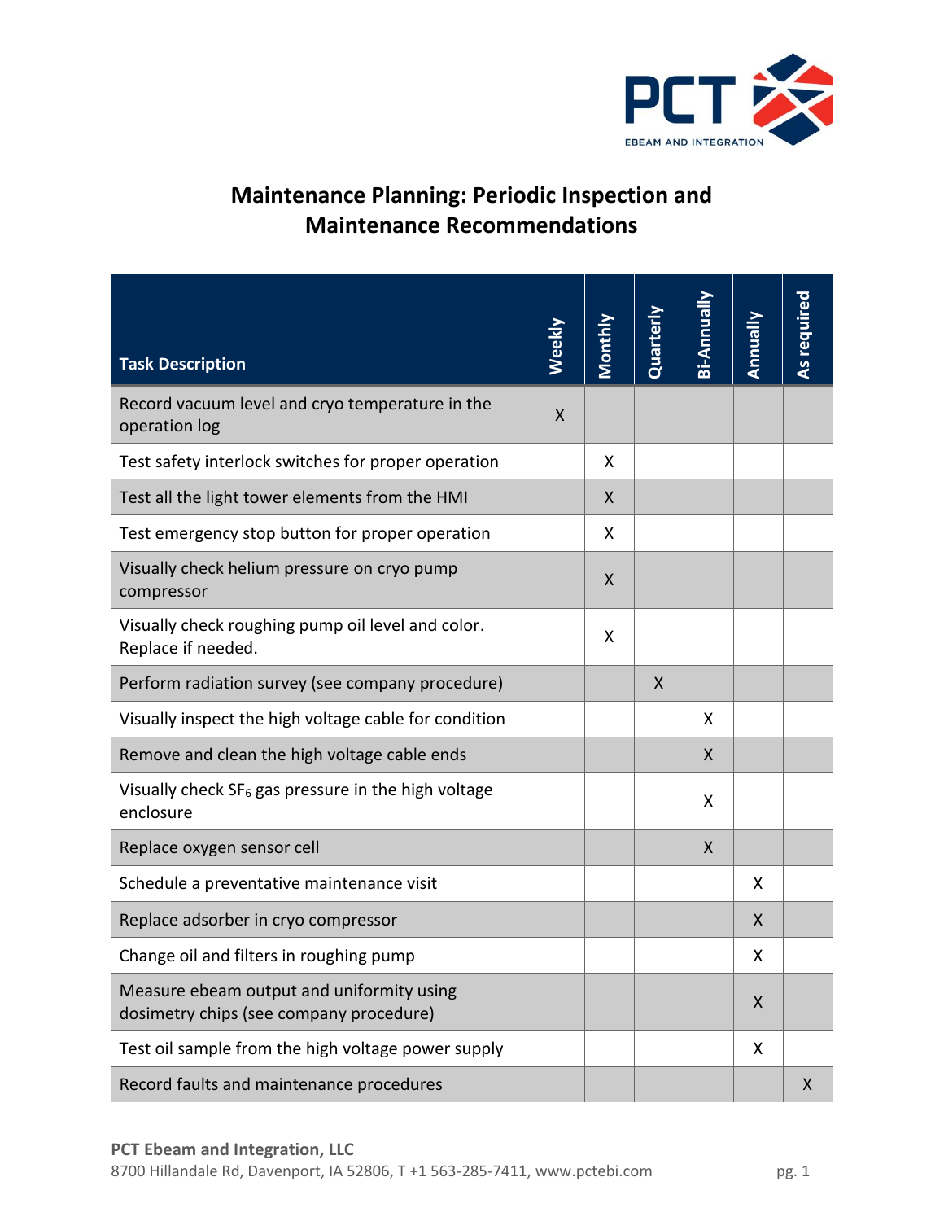# Maintenance Planning: Periodic Inspection and Maintenance Recommendations

| Task Description | Weekly | Monthly | Quarterly | Bi-Annually | Annually | As required |
|---|---|---|---|---|---|---|
| Record vacuum level and cryo temperature in the operation log | X | | | | | |
| Test safety interlock switches for proper operation | | X | | | | |
| Test all the light tower elements from the HMI | | X | | | | |
| Test emergency stop button for proper operation | | X | | | | |
| Visually check helium pressure on cryo pump compressor | | X | | | | |
| Visually check roughing pump oil level and color. Replace if needed. | | X | | | | |
| Perform radiation survey (see company procedure) | | | X | | | |
| Visually inspect the high voltage cable for condition | | | | X | | |
| Remove and clean the high voltage cable ends | | | | X | | |
| Visually check $SF_6$ gas pressure in the high voltage enclosure | | | | X | | |
| Replace oxygen sensor cell | | | | X | | |
| Schedule a preventative maintenance visit | | | | | X | |
| Replace adsorber in cryo compressor | | | | | X | |
| Change oil and filters in roughing pump | | | | | X | |
| Measure ebeam output and uniformity using dosimetry chips (see company procedure) | | | | | X | |
| Test oil sample from the high voltage power supply | | | | | X | |
| Record faults and maintenance procedures | | | | | | X |

**PCT Ebeam and Integration, LLC**
8700 Hillandale Rd, Davenport, IA 52806, T +1 563-285-7411, www.pctebi.com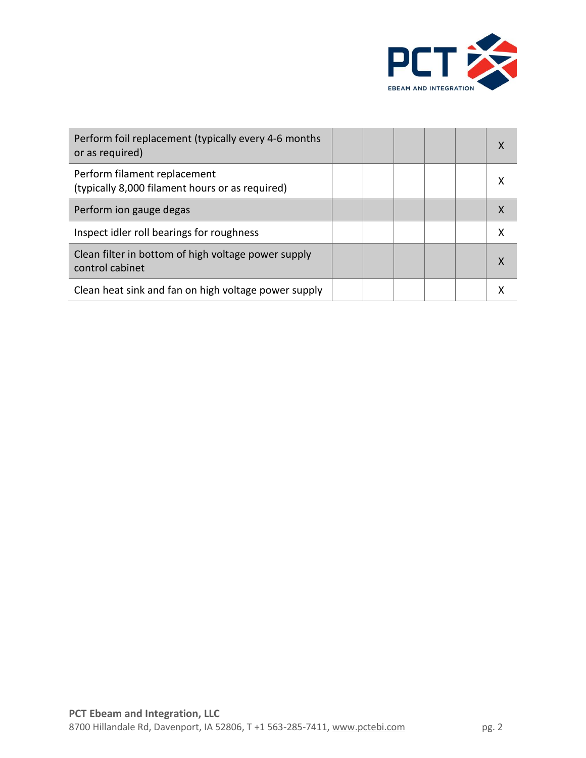| | | | | | | |
|---|---|---|---|---|---|---|
| Perform foil replacement (typically every 4-6 months or as required) | | | | | | X |
| Perform filament replacement (typically 8,000 filament hours or as required) | | | | | | X |
| Perform ion gauge degas | | | | | | X |
| Inspect idler roll bearings for roughness | | | | | | X |
| Clean filter in bottom of high voltage power supply control cabinet | | | | | | X |
| Clean heat sink and fan on high voltage power supply | | | | | | X |